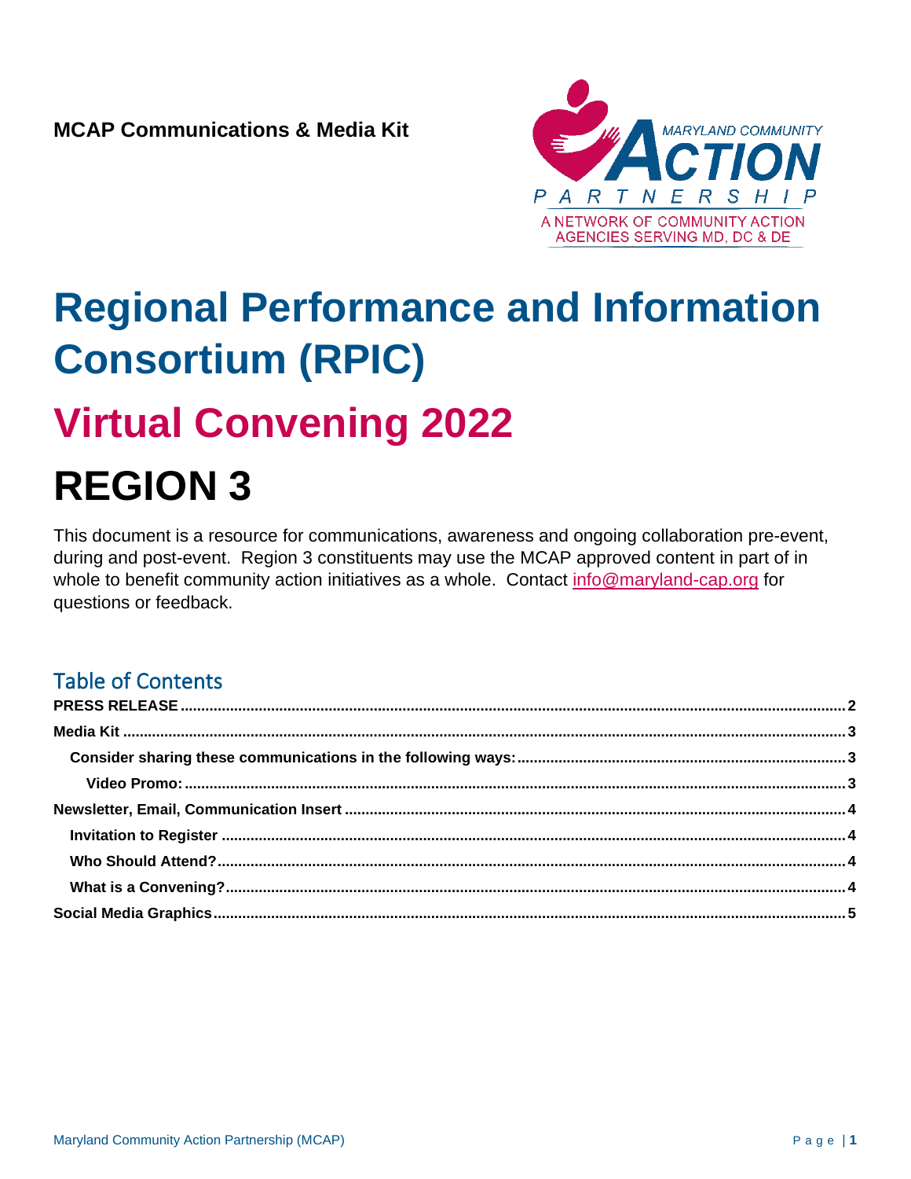**MCAP Communications & Media Kit**

MARYLAND COMMUNITY ACTION PARTNERSHIP

A NETWORK OF COMMUNITY ACTION AGENCIES SERVING MD, DC & DE

# Regional Performance and Information Consortium (RPIC)

# Virtual Convening 2022

# REGION 3

This document is a resource for communications, awareness and ongoing collaboration pre-event, during and post-event. Region 3 constituents may use the MCAP approved content in part of in whole to benefit community action initiatives as a whole. Contact info@maryland-cap.org for questions or feedback.

## Table of Contents

- **PRESS RELEASE** ........ 2
- **Media Kit** ........ 3
  - **Consider sharing these communications in the following ways:** ........ 3
    - **Video Promo:** ........ 3
- **Newsletter, Email, Communication Insert** ........ 4
  - **Invitation to Register** ........ 4
  - **Who Should Attend?** ........ 4
  - **What is a Convening?** ........ 4
- **Social Media Graphics** ........ 5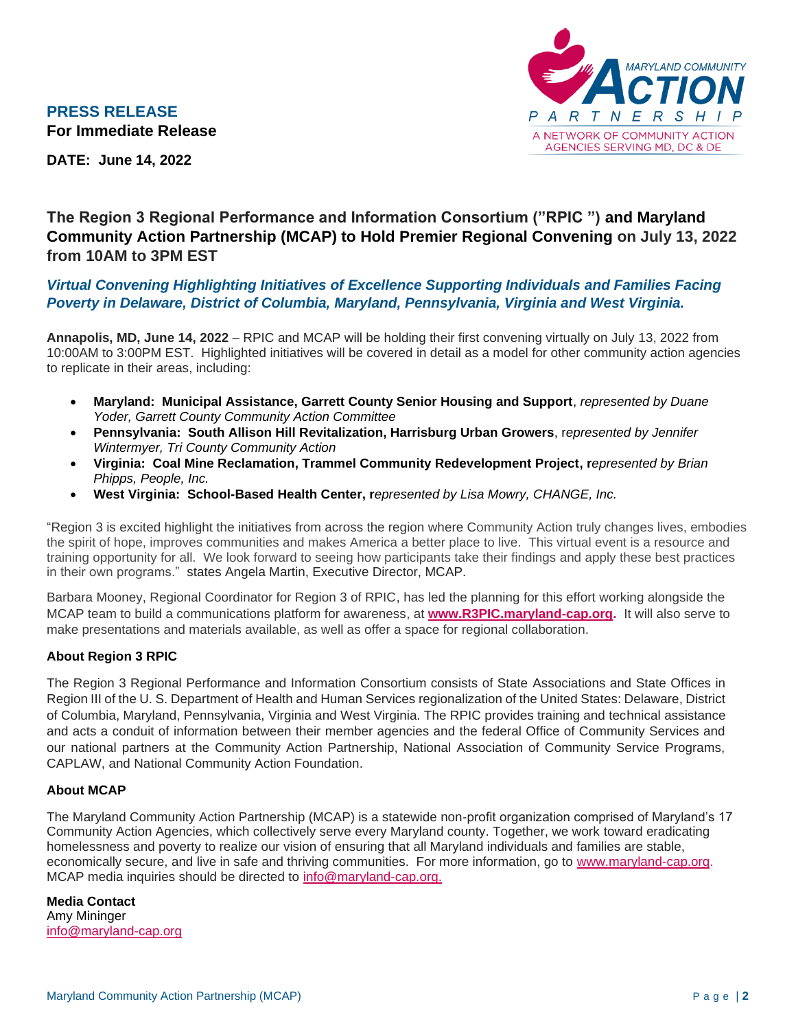MARYLAND COMMUNITY ACTION PARTNERSHIP
A NETWORK OF COMMUNITY ACTION AGENCIES SERVING MD, DC & DE

**PRESS RELEASE**
**For Immediate Release**

**DATE: June 14, 2022**

## The Region 3 Regional Performance and Information Consortium ("RPIC ") and Maryland Community Action Partnership (MCAP) to Hold Premier Regional Convening on July 13, 2022 from 10AM to 3PM EST

### *Virtual Convening Highlighting Initiatives of Excellence Supporting Individuals and Families Facing Poverty in Delaware, District of Columbia, Maryland, Pennsylvania, Virginia and West Virginia.*

**Annapolis, MD, June 14, 2022** – RPIC and MCAP will be holding their first convening virtually on July 13, 2022 from 10:00AM to 3:00PM EST. Highlighted initiatives will be covered in detail as a model for other community action agencies to replicate in their areas, including:

- **Maryland: Municipal Assistance, Garrett County Senior Housing and Support**, *represented by Duane Yoder, Garrett County Community Action Committee*
- **Pennsylvania: South Allison Hill Revitalization, Harrisburg Urban Growers**, r*epresented by Jennifer Wintermyer, Tri County Community Action*
- **Virginia: Coal Mine Reclamation, Trammel Community Redevelopment Project, r***epresented by Brian Phipps, People, Inc.*
- **West Virginia: School-Based Health Center, r***epresented by Lisa Mowry, CHANGE, Inc.*

"Region 3 is excited highlight the initiatives from across the region where Community Action truly changes lives, embodies the spirit of hope, improves communities and makes America a better place to live. This virtual event is a resource and training opportunity for all. We look forward to seeing how participants take their findings and apply these best practices in their own programs." states Angela Martin, Executive Director, MCAP.

Barbara Mooney, Regional Coordinator for Region 3 of RPIC, has led the planning for this effort working alongside the MCAP team to build a communications platform for awareness, at **www.R3PIC.maryland-cap.org.** It will also serve to make presentations and materials available, as well as offer a space for regional collaboration.

**About Region 3 RPIC**

The Region 3 Regional Performance and Information Consortium consists of State Associations and State Offices in Region III of the U. S. Department of Health and Human Services regionalization of the United States: Delaware, District of Columbia, Maryland, Pennsylvania, Virginia and West Virginia. The RPIC provides training and technical assistance and acts a conduit of information between their member agencies and the federal Office of Community Services and our national partners at the Community Action Partnership, National Association of Community Service Programs, CAPLAW, and National Community Action Foundation.

**About MCAP**

The Maryland Community Action Partnership (MCAP) is a statewide non-profit organization comprised of Maryland's 17 Community Action Agencies, which collectively serve every Maryland county. Together, we work toward eradicating homelessness and poverty to realize our vision of ensuring that all Maryland individuals and families are stable, economically secure, and live in safe and thriving communities. For more information, go to www.maryland-cap.org. MCAP media inquiries should be directed to info@maryland-cap.org.

**Media Contact**
Amy Mininger
info@maryland-cap.org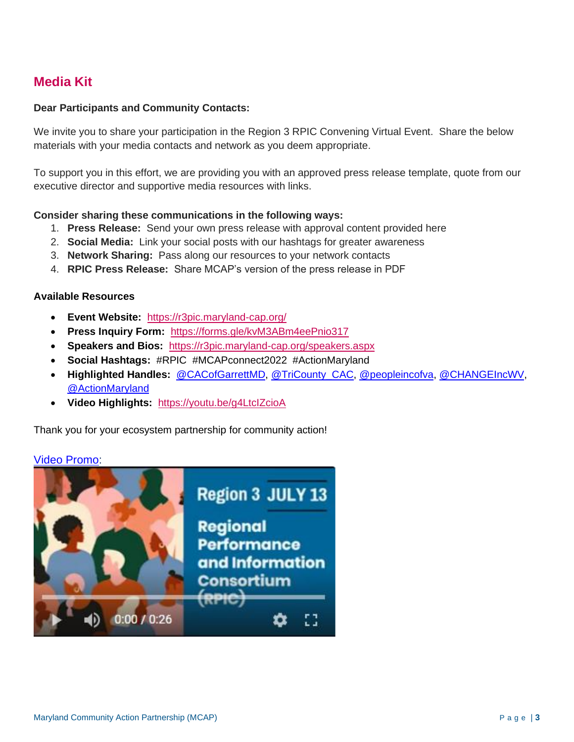## Media Kit

**Dear Participants and Community Contacts:**

We invite you to share your participation in the Region 3 RPIC Convening Virtual Event. Share the below materials with your media contacts and network as you deem appropriate.

To support you in this effort, we are providing you with an approved press release template, quote from our executive director and supportive media resources with links.

**Consider sharing these communications in the following ways:**

1. **Press Release:** Send your own press release with approval content provided here
2. **Social Media:** Link your social posts with our hashtags for greater awareness
3. **Network Sharing:** Pass along our resources to your network contacts
4. **RPIC Press Release:** Share MCAP's version of the press release in PDF

**Available Resources**

- **Event Website:** https://r3pic.maryland-cap.org/
- **Press Inquiry Form:** https://forms.gle/kvM3ABm4eePnio317
- **Speakers and Bios:** https://r3pic.maryland-cap.org/speakers.aspx
- **Social Hashtags:** #RPIC #MCAPconnect2022 #ActionMaryland
- **Highlighted Handles:** @CACofGarrettMD, @TriCounty_CAC, @peopleincofva, @CHANGEIncWV, @ActionMaryland
- **Video Highlights:** https://youtu.be/g4LtcIZcioA

Thank you for your ecosystem partnership for community action!

Video Promo: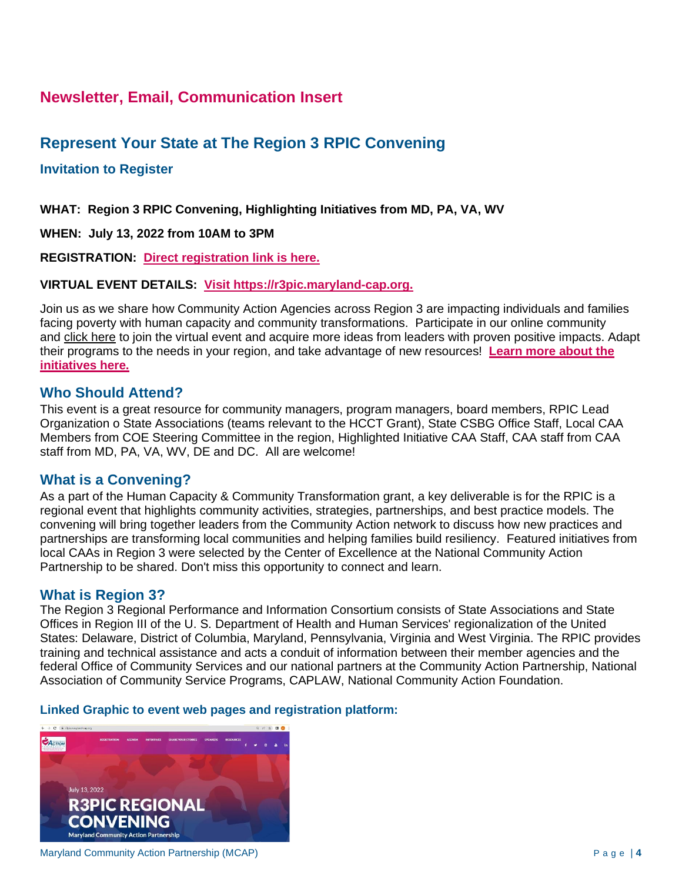## Newsletter, Email, Communication Insert

# Represent Your State at The Region 3 RPIC Convening

### Invitation to Register

**WHAT: Region 3 RPIC Convening, Highlighting Initiatives from MD, PA, VA, WV**

**WHEN: July 13, 2022 from 10AM to 3PM**

**REGISTRATION: Direct registration link is here.**

**VIRTUAL EVENT DETAILS: Visit https://r3pic.maryland-cap.org.**

Join us as we share how Community Action Agencies across Region 3 are impacting individuals and families facing poverty with human capacity and community transformations. Participate in our online community and click here to join the virtual event and acquire more ideas from leaders with proven positive impacts. Adapt their programs to the needs in your region, and take advantage of new resources! **Learn more about the initiatives here.**

## Who Should Attend?

This event is a great resource for community managers, program managers, board members, RPIC Lead Organization o State Associations (teams relevant to the HCCT Grant), State CSBG Office Staff, Local CAA Members from COE Steering Committee in the region, Highlighted Initiative CAA Staff, CAA staff from CAA staff from MD, PA, VA, WV, DE and DC. All are welcome!

## What is a Convening?

As a part of the Human Capacity & Community Transformation grant, a key deliverable is for the RPIC is a regional event that highlights community activities, strategies, partnerships, and best practice models. The convening will bring together leaders from the Community Action network to discuss how new practices and partnerships are transforming local communities and helping families build resiliency. Featured initiatives from local CAAs in Region 3 were selected by the Center of Excellence at the National Community Action Partnership to be shared. Don't miss this opportunity to connect and learn.

## What is Region 3?

The Region 3 Regional Performance and Information Consortium consists of State Associations and State Offices in Region III of the U. S. Department of Health and Human Services' regionalization of the United States: Delaware, District of Columbia, Maryland, Pennsylvania, Virginia and West Virginia. The RPIC provides training and technical assistance and acts a conduit of information between their member agencies and the federal Office of Community Services and our national partners at the Community Action Partnership, National Association of Community Service Programs, CAPLAW, National Community Action Foundation.

### Linked Graphic to event web pages and registration platform:

July 13, 2022

R3PIC REGIONAL CONVENING

Maryland Community Action Partnership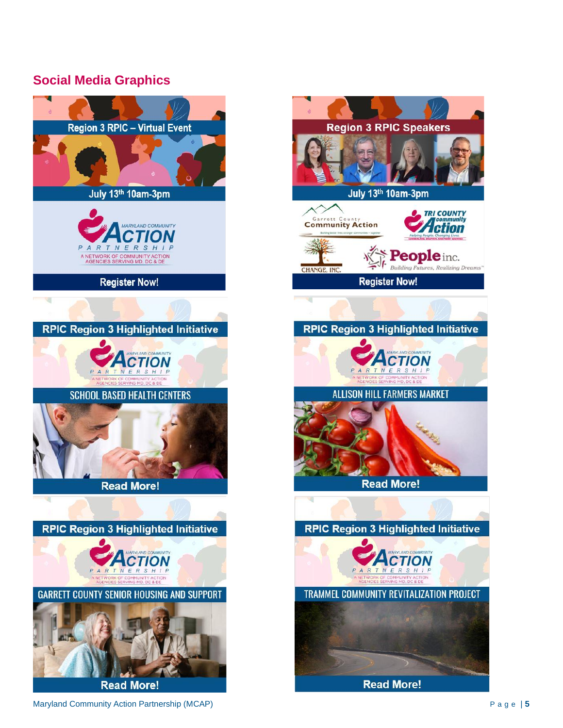## Social Media Graphics

Region 3 RPIC – Virtual Event

July 13th 10am-3pm

MARYLAND COMMUNITY ACTION PARTNERSHIP

A NETWORK OF COMMUNITY ACTION AGENCIES SERVING MD, DC & DE

Register Now!

Region 3 RPIC Speakers

July 13th 10am-3pm

Garrett County Community Action

TRI COUNTY community Action

CHANGE, INC.

People inc. Building Futures, Realizing Dreams

Register Now!

RPIC Region 3 Highlighted Initiative

MARYLAND COMMUNITY ACTION PARTNERSHIP

A NETWORK OF COMMUNITY ACTION AGENCIES SERVING MD, DC & DE

SCHOOL BASED HEALTH CENTERS

Read More!

RPIC Region 3 Highlighted Initiative

MARYLAND COMMUNITY ACTION PARTNERSHIP

A NETWORK OF COMMUNITY ACTION AGENCIES SERVING MD, DC & DE

ALLISON HILL FARMERS MARKET

Read More!

RPIC Region 3 Highlighted Initiative

MARYLAND COMMUNITY ACTION PARTNERSHIP

A NETWORK OF COMMUNITY ACTION AGENCIES SERVING MD, DC & DE

GARRETT COUNTY SENIOR HOUSING AND SUPPORT

Read More!

RPIC Region 3 Highlighted Initiative

MARYLAND COMMUNITY ACTION PARTNERSHIP

A NETWORK OF COMMUNITY ACTION AGENCIES SERVING MD, DC & DE

TRAMMEL COMMUNITY REVITALIZATION PROJECT

Read More!